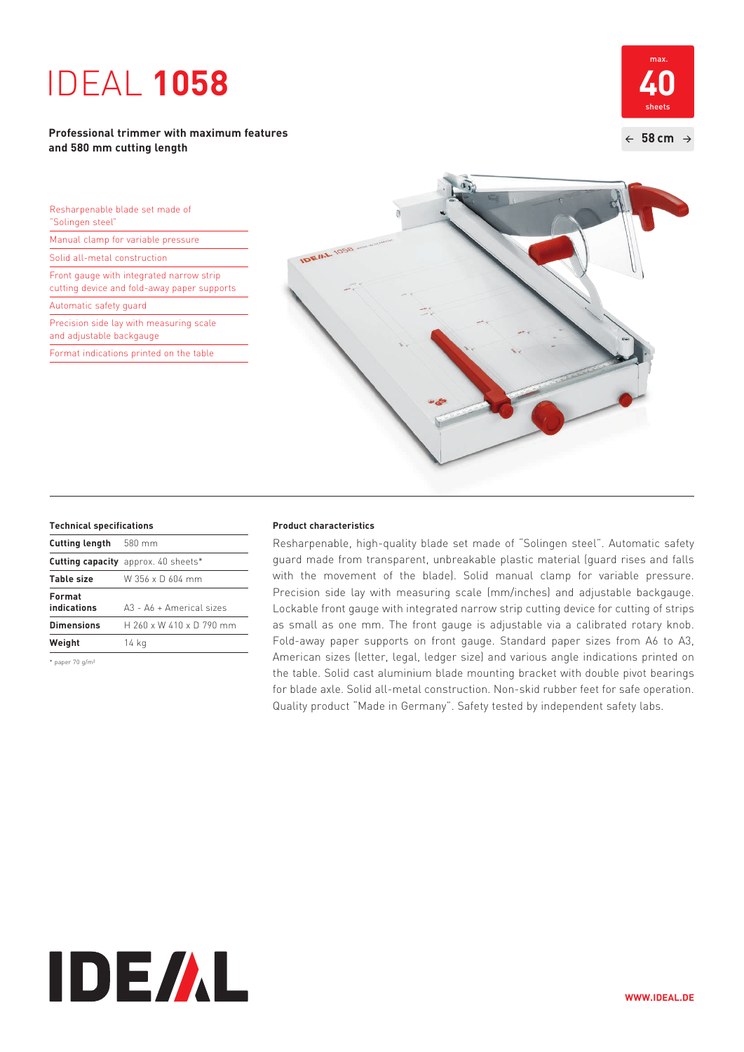# IDEAL **1058**

**Professional trimmer with maximum features and 580 mm cutting length**

max. **40** sheets

← **58 cm** →

- Resharpenable blade set made of "Solingen steel"
- Manual clamp for variable pressure
- Solid all-metal construction
- Front gauge with integrated narrow strip cutting device and fold-away paper supports
- Automatic safety guard
- Precision side lay with measuring scale and adjustable backgauge
- Format indications printed on the table

### Technical specifications

| | |
|---|---|
| **Cutting length** | 580 mm |
| **Cutting capacity** | approx. 40 sheets* |
| **Table size** | W 356 x D 604 mm |
| **Format indications** | A3 - A6 + Americal sizes |
| **Dimensions** | H 260 x W 410 x D 790 mm |
| **Weight** | 14 kg |

* paper 70 g/m²

### Product characteristics

Resharpenable, high-quality blade set made of "Solingen steel". Automatic safety guard made from transparent, unbreakable plastic material (guard rises and falls with the movement of the blade). Solid manual clamp for variable pressure. Precision side lay with measuring scale (mm/inches) and adjustable backgauge. Lockable front gauge with integrated narrow strip cutting device for cutting of strips as small as one mm. The front gauge is adjustable via a calibrated rotary knob. Fold-away paper supports on front gauge. Standard paper sizes from A6 to A3, American sizes (letter, legal, ledger size) and various angle indications printed on the table. Solid cast aluminium blade mounting bracket with double pivot bearings for blade axle. Solid all-metal construction. Non-skid rubber feet for safe operation. Quality product "Made in Germany". Safety tested by independent safety labs.

IDEAL

WWW.IDEAL.DE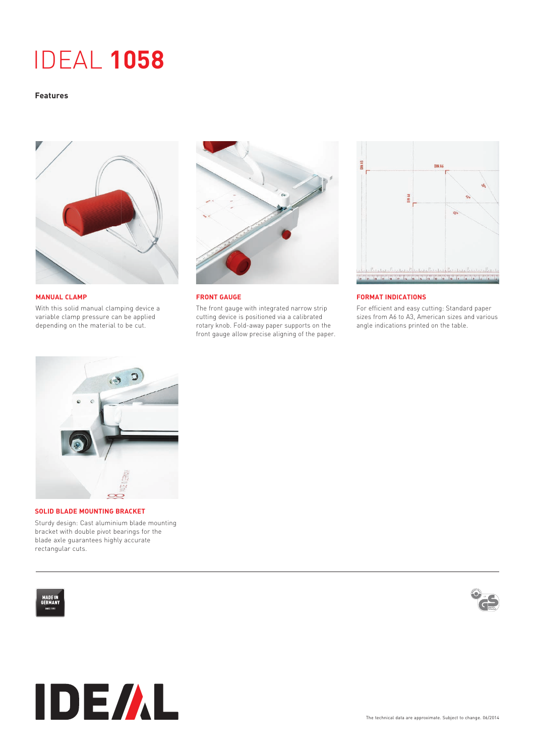# IDEAL **1058**

**Features**

### MANUAL CLAMP

With this solid manual clamping device a variable clamp pressure can be applied depending on the material to be cut.

### FRONT GAUGE

The front gauge with integrated narrow strip cutting device is positioned via a calibrated rotary knob. Fold-away paper supports on the front gauge allow precise aligning of the paper.

### FORMAT INDICATIONS

For efficient and easy cutting: Standard paper sizes from A6 to A3, American sizes and various angle indications printed on the table.

### SOLID BLADE MOUNTING BRACKET

Sturdy design: Cast aluminium blade mounting bracket with double pivot bearings for the blade axle guarantees highly accurate rectangular cuts.

MADE IN GERMANY SINCE 1951

The technical data are approximate. Subject to change. 06/2014